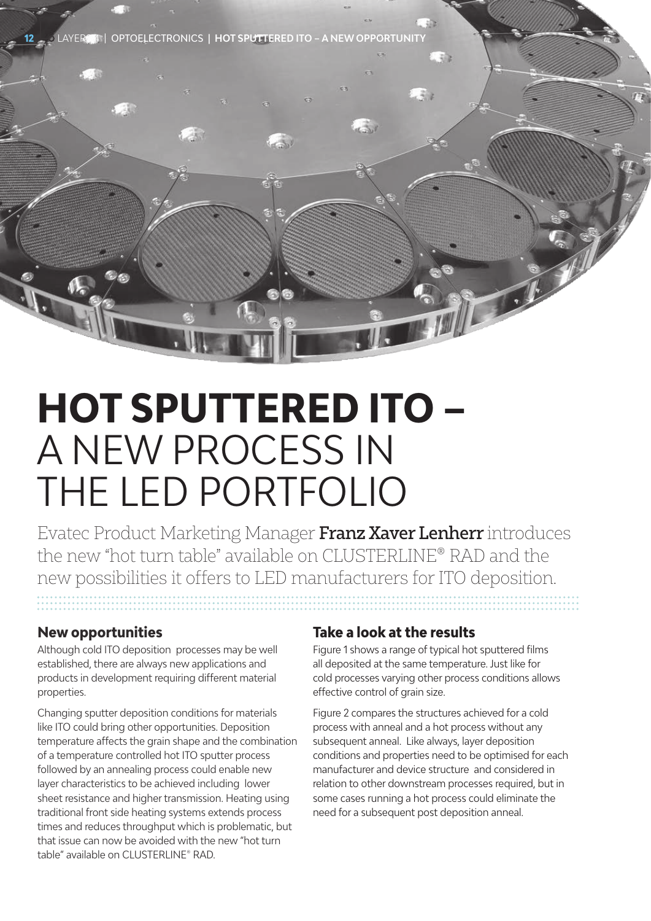# HOT SPUTTERED ITO – A NEW PROCESS IN THE LED PORTFOLIO

Evatec Product Marketing Manager **Franz Xaver Lenherr** introduces the new "hot turn table" available on CLUSTERLINE® RAD and the new possibilities it offers to LED manufacturers for ITO deposition.

## New opportunities

Although cold ITO deposition processes may be well established, there are always new applications and products in development requiring different material properties.

Changing sputter deposition conditions for materials like ITO could bring other opportunities. Deposition temperature affects the grain shape and the combination of a temperature controlled hot ITO sputter process followed by an annealing process could enable new layer characteristics to be achieved including lower sheet resistance and higher transmission. Heating using traditional front side heating systems extends process times and reduces throughput which is problematic, but that issue can now be avoided with the new "hot turn table" available on CLUSTERLINE® RAD.

## Take a look at the results

Figure 1 shows a range of typical hot sputtered films all deposited at the same temperature. Just like for cold processes varying other process conditions allows effective control of grain size.

Figure 2 compares the structures achieved for a cold process with anneal and a hot process without any subsequent anneal. Like always, layer deposition conditions and properties need to be optimised for each manufacturer and device structure and considered in relation to other downstream processes required, but in some cases running a hot process could eliminate the need for a subsequent post deposition anneal.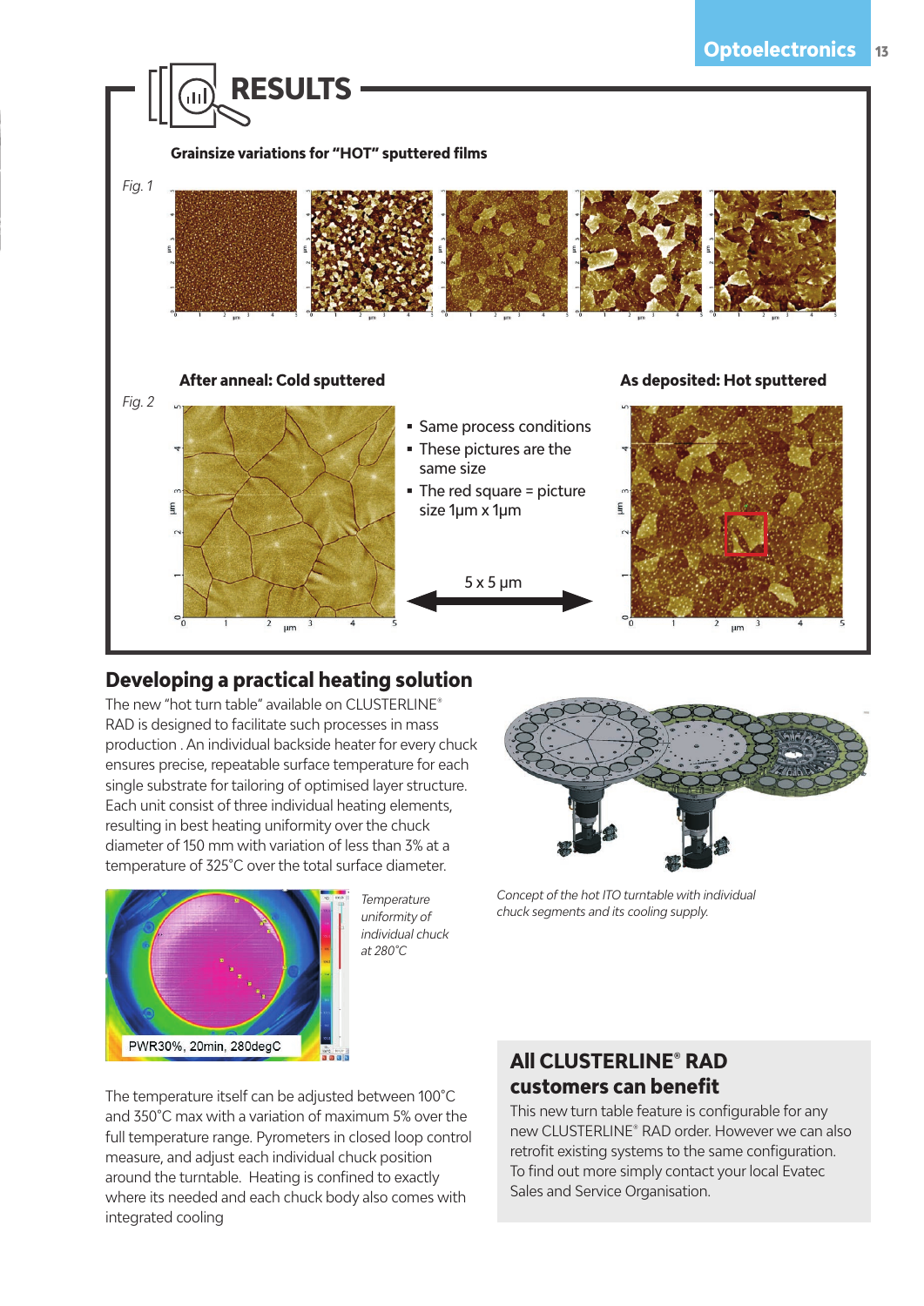# RESULTS

**Grainsize variations for "HOT" sputtered films**

*Fig. 1*

*Fig. 2*

**After anneal: Cold sputtered**

**As deposited: Hot sputtered**

- Same process conditions
- These pictures are the same size
- The red square = picture size 1µm x 1µm

5 x 5 µm

## Developing a practical heating solution

The new "hot turn table" available on CLUSTERLINE® RAD is designed to facilitate such processes in mass production . An individual backside heater for every chuck ensures precise, repeatable surface temperature for each single substrate for tailoring of optimised layer structure. Each unit consist of three individual heating elements, resulting in best heating uniformity over the chuck diameter of 150 mm with variation of less than 3% at a temperature of 325°C over the total surface diameter.

PWR30%, 20min, 280degC

*Temperature uniformity of individual chuck at 280°C*

*Concept of the hot ITO turntable with individual chuck segments and its cooling supply.*

The temperature itself can be adjusted between 100°C and 350°C max with a variation of maximum 5% over the full temperature range. Pyrometers in closed loop control measure, and adjust each individual chuck position around the turntable. Heating is confined to exactly where its needed and each chuck body also comes with integrated cooling

## All CLUSTERLINE® RAD customers can benefit

This new turn table feature is configurable for any new CLUSTERLINE® RAD order. However we can also retrofit existing systems to the same configuration. To find out more simply contact your local Evatec Sales and Service Organisation.